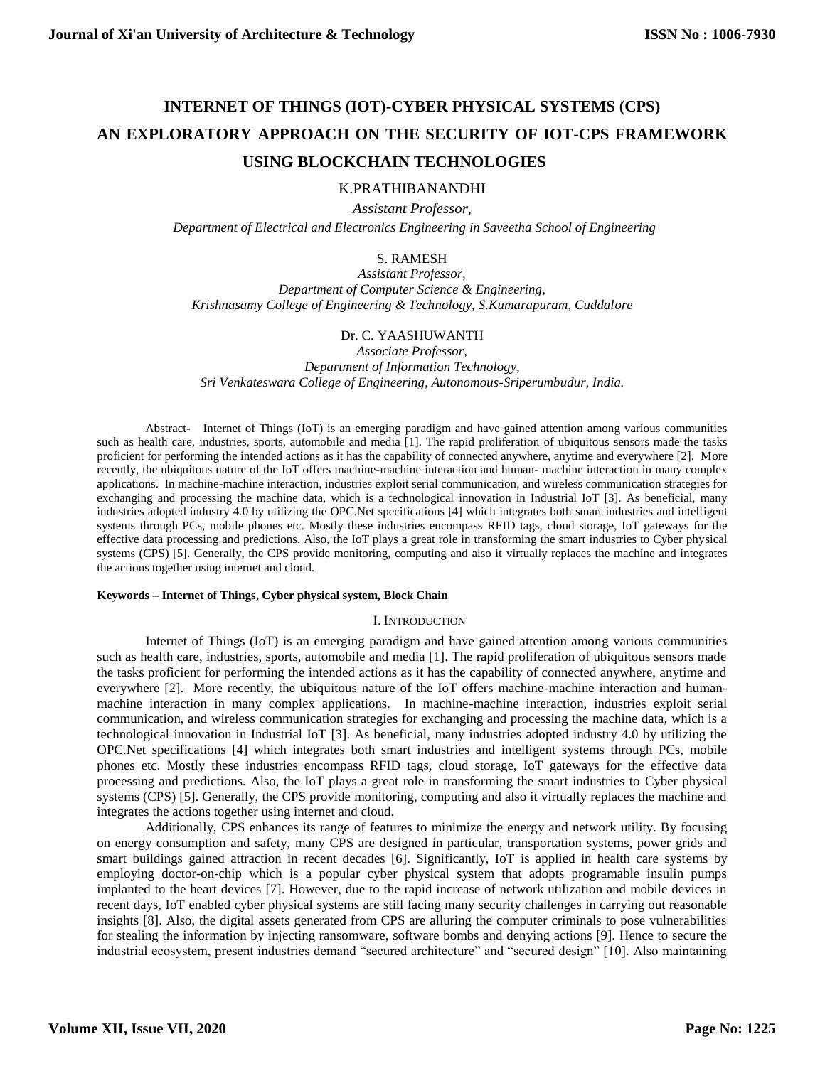# INTERNET OF THINGS (IOT)-CYBER PHYSICAL SYSTEMS (CPS) AN EXPLORATORY APPROACH ON THE SECURITY OF IOT-CPS FRAMEWORK USING BLOCKCHAIN TECHNOLOGIES

K.PRATHIBANANDHI

*Assistant Professor,*

*Department of Electrical and Electronics Engineering in Saveetha School of Engineering*

S. RAMESH

*Assistant Professor,*

*Department of Computer Science & Engineering,*

*Krishnasamy College of Engineering & Technology, S.Kumarapuram, Cuddalore*

Dr. C. YAASHUWANTH

*Associate Professor,*

*Department of Information Technology,*

*Sri Venkateswara College of Engineering, Autonomous-Sriperumbudur, India.*

Abstract- Internet of Things (IoT) is an emerging paradigm and have gained attention among various communities such as health care, industries, sports, automobile and media [1]. The rapid proliferation of ubiquitous sensors made the tasks proficient for performing the intended actions as it has the capability of connected anywhere, anytime and everywhere [2]. More recently, the ubiquitous nature of the IoT offers machine-machine interaction and human- machine interaction in many complex applications. In machine-machine interaction, industries exploit serial communication, and wireless communication strategies for exchanging and processing the machine data, which is a technological innovation in Industrial IoT [3]. As beneficial, many industries adopted industry 4.0 by utilizing the OPC.Net specifications [4] which integrates both smart industries and intelligent systems through PCs, mobile phones etc. Mostly these industries encompass RFID tags, cloud storage, IoT gateways for the effective data processing and predictions. Also, the IoT plays a great role in transforming the smart industries to Cyber physical systems (CPS) [5]. Generally, the CPS provide monitoring, computing and also it virtually replaces the machine and integrates the actions together using internet and cloud.

**Keywords – Internet of Things, Cyber physical system, Block Chain**

## I. INTRODUCTION

Internet of Things (IoT) is an emerging paradigm and have gained attention among various communities such as health care, industries, sports, automobile and media [1]. The rapid proliferation of ubiquitous sensors made the tasks proficient for performing the intended actions as it has the capability of connected anywhere, anytime and everywhere [2]. More recently, the ubiquitous nature of the IoT offers machine-machine interaction and human-machine interaction in many complex applications. In machine-machine interaction, industries exploit serial communication, and wireless communication strategies for exchanging and processing the machine data, which is a technological innovation in Industrial IoT [3]. As beneficial, many industries adopted industry 4.0 by utilizing the OPC.Net specifications [4] which integrates both smart industries and intelligent systems through PCs, mobile phones etc. Mostly these industries encompass RFID tags, cloud storage, IoT gateways for the effective data processing and predictions. Also, the IoT plays a great role in transforming the smart industries to Cyber physical systems (CPS) [5]. Generally, the CPS provide monitoring, computing and also it virtually replaces the machine and integrates the actions together using internet and cloud.

Additionally, CPS enhances its range of features to minimize the energy and network utility. By focusing on energy consumption and safety, many CPS are designed in particular, transportation systems, power grids and smart buildings gained attraction in recent decades [6]. Significantly, IoT is applied in health care systems by employing doctor-on-chip which is a popular cyber physical system that adopts programable insulin pumps implanted to the heart devices [7]. However, due to the rapid increase of network utilization and mobile devices in recent days, IoT enabled cyber physical systems are still facing many security challenges in carrying out reasonable insights [8]. Also, the digital assets generated from CPS are alluring the computer criminals to pose vulnerabilities for stealing the information by injecting ransomware, software bombs and denying actions [9]. Hence to secure the industrial ecosystem, present industries demand "secured architecture" and "secured design" [10]. Also maintaining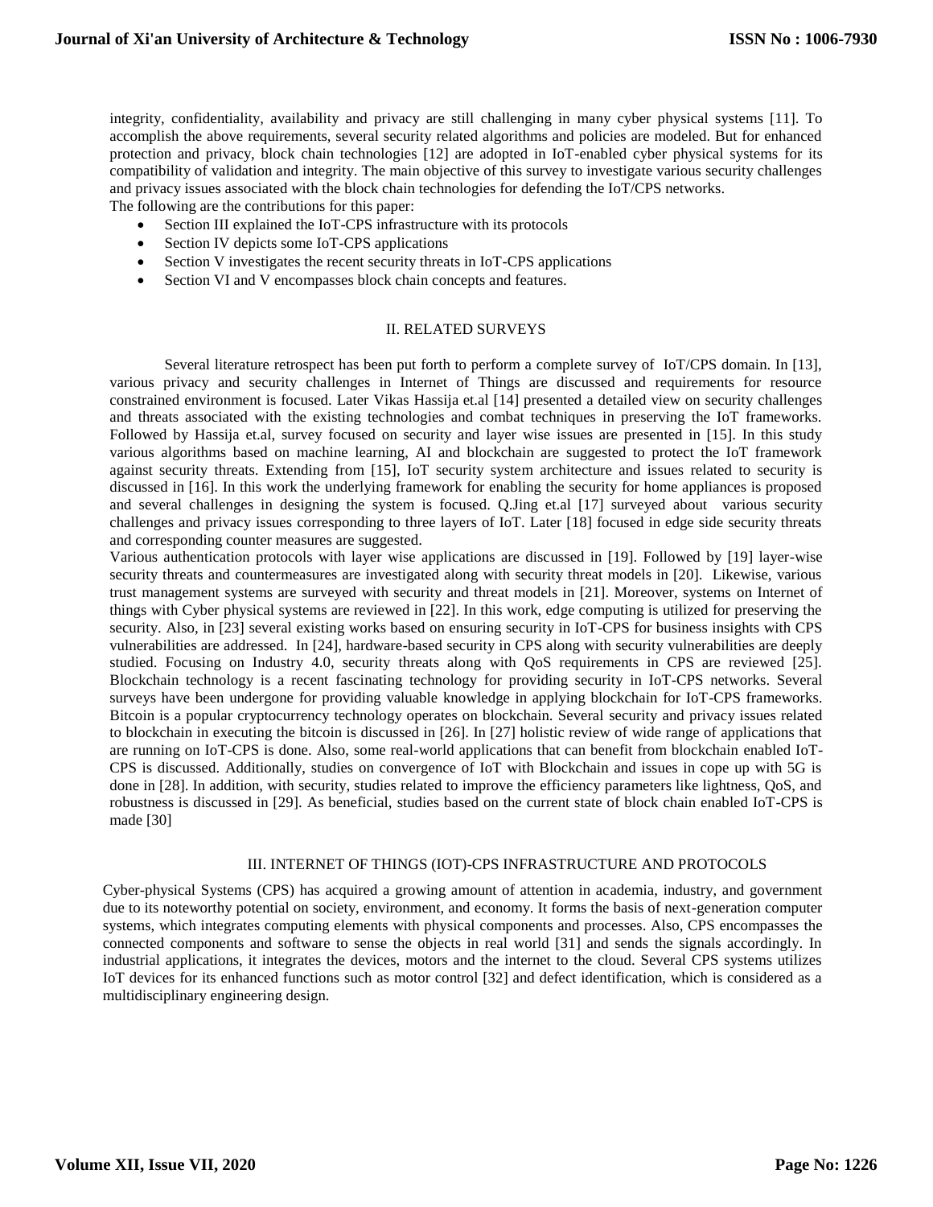integrity, confidentiality, availability and privacy are still challenging in many cyber physical systems [11]. To accomplish the above requirements, several security related algorithms and policies are modeled. But for enhanced protection and privacy, block chain technologies [12] are adopted in IoT-enabled cyber physical systems for its compatibility of validation and integrity. The main objective of this survey to investigate various security challenges and privacy issues associated with the block chain technologies for defending the IoT/CPS networks.

The following are the contributions for this paper:

- Section III explained the IoT-CPS infrastructure with its protocols
- Section IV depicts some IoT-CPS applications
- Section V investigates the recent security threats in IoT-CPS applications
- Section VI and V encompasses block chain concepts and features.

## II. RELATED SURVEYS

Several literature retrospect has been put forth to perform a complete survey of IoT/CPS domain. In [13], various privacy and security challenges in Internet of Things are discussed and requirements for resource constrained environment is focused. Later Vikas Hassija et.al [14] presented a detailed view on security challenges and threats associated with the existing technologies and combat techniques in preserving the IoT frameworks. Followed by Hassija et.al, survey focused on security and layer wise issues are presented in [15]. In this study various algorithms based on machine learning, AI and blockchain are suggested to protect the IoT framework against security threats. Extending from [15], IoT security system architecture and issues related to security is discussed in [16]. In this work the underlying framework for enabling the security for home appliances is proposed and several challenges in designing the system is focused. Q.Jing et.al [17] surveyed about various security challenges and privacy issues corresponding to three layers of IoT. Later [18] focused in edge side security threats and corresponding counter measures are suggested.

Various authentication protocols with layer wise applications are discussed in [19]. Followed by [19] layer-wise security threats and countermeasures are investigated along with security threat models in [20]. Likewise, various trust management systems are surveyed with security and threat models in [21]. Moreover, systems on Internet of things with Cyber physical systems are reviewed in [22]. In this work, edge computing is utilized for preserving the security. Also, in [23] several existing works based on ensuring security in IoT-CPS for business insights with CPS vulnerabilities are addressed. In [24], hardware-based security in CPS along with security vulnerabilities are deeply studied. Focusing on Industry 4.0, security threats along with QoS requirements in CPS are reviewed [25]. Blockchain technology is a recent fascinating technology for providing security in IoT-CPS networks. Several surveys have been undergone for providing valuable knowledge in applying blockchain for IoT-CPS frameworks. Bitcoin is a popular cryptocurrency technology operates on blockchain. Several security and privacy issues related to blockchain in executing the bitcoin is discussed in [26]. In [27] holistic review of wide range of applications that are running on IoT-CPS is done. Also, some real-world applications that can benefit from blockchain enabled IoT-CPS is discussed. Additionally, studies on convergence of IoT with Blockchain and issues in cope up with 5G is done in [28]. In addition, with security, studies related to improve the efficiency parameters like lightness, QoS, and robustness is discussed in [29]. As beneficial, studies based on the current state of block chain enabled IoT-CPS is made [30]

## III. INTERNET OF THINGS (IOT)-CPS INFRASTRUCTURE AND PROTOCOLS

Cyber-physical Systems (CPS) has acquired a growing amount of attention in academia, industry, and government due to its noteworthy potential on society, environment, and economy. It forms the basis of next-generation computer systems, which integrates computing elements with physical components and processes. Also, CPS encompasses the connected components and software to sense the objects in real world [31] and sends the signals accordingly. In industrial applications, it integrates the devices, motors and the internet to the cloud. Several CPS systems utilizes IoT devices for its enhanced functions such as motor control [32] and defect identification, which is considered as a multidisciplinary engineering design.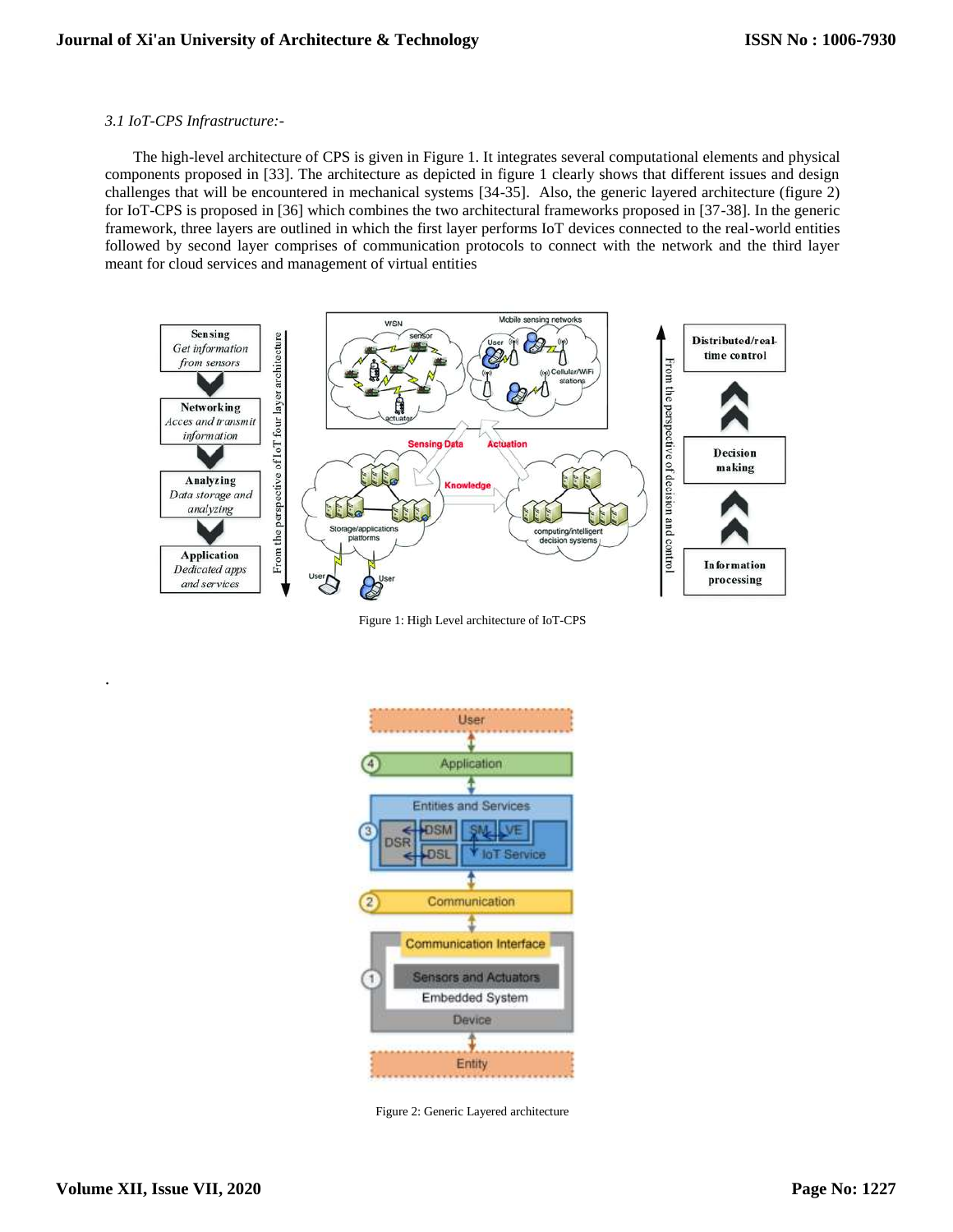*3.1 IoT-CPS Infrastructure:-*

The high-level architecture of CPS is given in Figure 1. It integrates several computational elements and physical components proposed in [33]. The architecture as depicted in figure 1 clearly shows that different issues and design challenges that will be encountered in mechanical systems [34-35]. Also, the generic layered architecture (figure 2) for IoT-CPS is proposed in [36] which combines the two architectural frameworks proposed in [37-38]. In the generic framework, three layers are outlined in which the first layer performs IoT devices connected to the real-world entities followed by second layer comprises of communication protocols to connect with the network and the third layer meant for cloud services and management of virtual entities

Figure 1: High Level architecture of IoT-CPS

.

Figure 2: Generic Layered architecture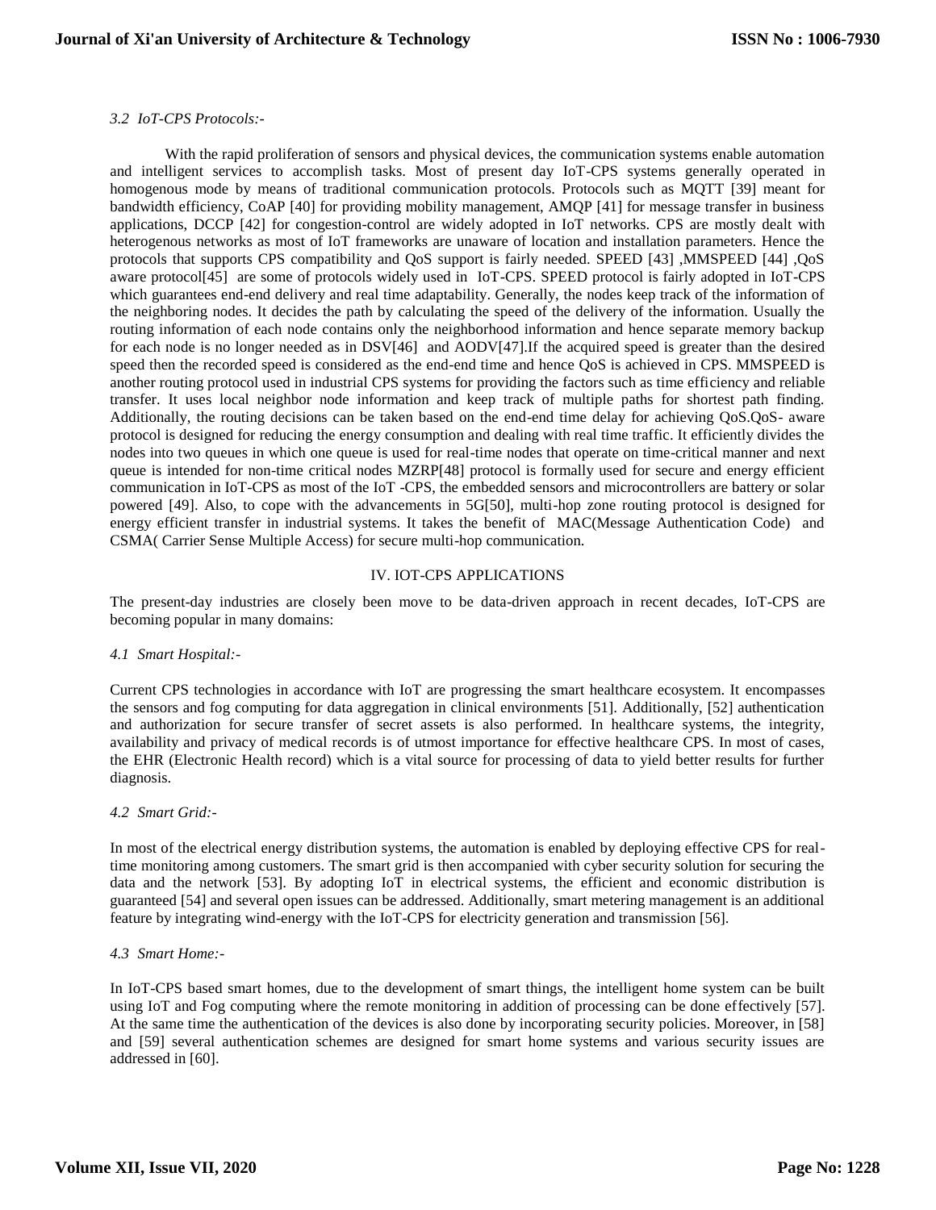*3.2 IoT-CPS Protocols:-*

With the rapid proliferation of sensors and physical devices, the communication systems enable automation and intelligent services to accomplish tasks. Most of present day IoT-CPS systems generally operated in homogenous mode by means of traditional communication protocols. Protocols such as MQTT [39] meant for bandwidth efficiency, CoAP [40] for providing mobility management, AMQP [41] for message transfer in business applications, DCCP [42] for congestion-control are widely adopted in IoT networks. CPS are mostly dealt with heterogenous networks as most of IoT frameworks are unaware of location and installation parameters. Hence the protocols that supports CPS compatibility and QoS support is fairly needed. SPEED [43] ,MMSPEED [44] ,QoS aware protocol[45] are some of protocols widely used in IoT-CPS. SPEED protocol is fairly adopted in IoT-CPS which guarantees end-end delivery and real time adaptability. Generally, the nodes keep track of the information of the neighboring nodes. It decides the path by calculating the speed of the delivery of the information. Usually the routing information of each node contains only the neighborhood information and hence separate memory backup for each node is no longer needed as in DSV[46] and AODV[47].If the acquired speed is greater than the desired speed then the recorded speed is considered as the end-end time and hence QoS is achieved in CPS. MMSPEED is another routing protocol used in industrial CPS systems for providing the factors such as time efficiency and reliable transfer. It uses local neighbor node information and keep track of multiple paths for shortest path finding. Additionally, the routing decisions can be taken based on the end-end time delay for achieving QoS.QoS- aware protocol is designed for reducing the energy consumption and dealing with real time traffic. It efficiently divides the nodes into two queues in which one queue is used for real-time nodes that operate on time-critical manner and next queue is intended for non-time critical nodes MZRP[48] protocol is formally used for secure and energy efficient communication in IoT-CPS as most of the IoT -CPS, the embedded sensors and microcontrollers are battery or solar powered [49]. Also, to cope with the advancements in 5G[50], multi-hop zone routing protocol is designed for energy efficient transfer in industrial systems. It takes the benefit of MAC(Message Authentication Code) and CSMA( Carrier Sense Multiple Access) for secure multi-hop communication.

## IV. IOT-CPS APPLICATIONS

The present-day industries are closely been move to be data-driven approach in recent decades, IoT-CPS are becoming popular in many domains:

*4.1 Smart Hospital:-*

Current CPS technologies in accordance with IoT are progressing the smart healthcare ecosystem. It encompasses the sensors and fog computing for data aggregation in clinical environments [51]. Additionally, [52] authentication and authorization for secure transfer of secret assets is also performed. In healthcare systems, the integrity, availability and privacy of medical records is of utmost importance for effective healthcare CPS. In most of cases, the EHR (Electronic Health record) which is a vital source for processing of data to yield better results for further diagnosis.

*4.2 Smart Grid:-*

In most of the electrical energy distribution systems, the automation is enabled by deploying effective CPS for real-time monitoring among customers. The smart grid is then accompanied with cyber security solution for securing the data and the network [53]. By adopting IoT in electrical systems, the efficient and economic distribution is guaranteed [54] and several open issues can be addressed. Additionally, smart metering management is an additional feature by integrating wind-energy with the IoT-CPS for electricity generation and transmission [56].

*4.3 Smart Home:-*

In IoT-CPS based smart homes, due to the development of smart things, the intelligent home system can be built using IoT and Fog computing where the remote monitoring in addition of processing can be done effectively [57]. At the same time the authentication of the devices is also done by incorporating security policies. Moreover, in [58] and [59] several authentication schemes are designed for smart home systems and various security issues are addressed in [60].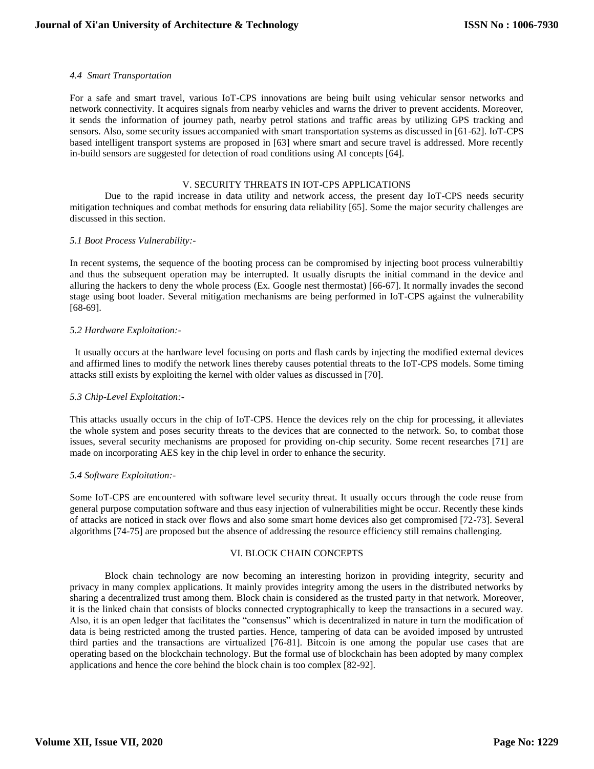*4.4 Smart Transportation*

For a safe and smart travel, various IoT-CPS innovations are being built using vehicular sensor networks and network connectivity. It acquires signals from nearby vehicles and warns the driver to prevent accidents. Moreover, it sends the information of journey path, nearby petrol stations and traffic areas by utilizing GPS tracking and sensors. Also, some security issues accompanied with smart transportation systems as discussed in [61-62]. IoT-CPS based intelligent transport systems are proposed in [63] where smart and secure travel is addressed. More recently in-build sensors are suggested for detection of road conditions using AI concepts [64].

## V. SECURITY THREATS IN IOT-CPS APPLICATIONS

Due to the rapid increase in data utility and network access, the present day IoT-CPS needs security mitigation techniques and combat methods for ensuring data reliability [65]. Some the major security challenges are discussed in this section.

*5.1 Boot Process Vulnerability:-*

In recent systems, the sequence of the booting process can be compromised by injecting boot process vulnerabiltiy and thus the subsequent operation may be interrupted. It usually disrupts the initial command in the device and alluring the hackers to deny the whole process (Ex. Google nest thermostat) [66-67]. It normally invades the second stage using boot loader. Several mitigation mechanisms are being performed in IoT-CPS against the vulnerability [68-69].

*5.2 Hardware Exploitation:-*

It usually occurs at the hardware level focusing on ports and flash cards by injecting the modified external devices and affirmed lines to modify the network lines thereby causes potential threats to the IoT-CPS models. Some timing attacks still exists by exploiting the kernel with older values as discussed in [70].

*5.3 Chip-Level Exploitation:-*

This attacks usually occurs in the chip of IoT-CPS. Hence the devices rely on the chip for processing, it alleviates the whole system and poses security threats to the devices that are connected to the network. So, to combat those issues, several security mechanisms are proposed for providing on-chip security. Some recent researches [71] are made on incorporating AES key in the chip level in order to enhance the security.

*5.4 Software Exploitation:-*

Some IoT-CPS are encountered with software level security threat. It usually occurs through the code reuse from general purpose computation software and thus easy injection of vulnerabilities might be occur. Recently these kinds of attacks are noticed in stack over flows and also some smart home devices also get compromised [72-73]. Several algorithms [74-75] are proposed but the absence of addressing the resource efficiency still remains challenging.

## VI. BLOCK CHAIN CONCEPTS

Block chain technology are now becoming an interesting horizon in providing integrity, security and privacy in many complex applications. It mainly provides integrity among the users in the distributed networks by sharing a decentralized trust among them. Block chain is considered as the trusted party in that network. Moreover, it is the linked chain that consists of blocks connected cryptographically to keep the transactions in a secured way. Also, it is an open ledger that facilitates the "consensus" which is decentralized in nature in turn the modification of data is being restricted among the trusted parties. Hence, tampering of data can be avoided imposed by untrusted third parties and the transactions are virtualized [76-81]. Bitcoin is one among the popular use cases that are operating based on the blockchain technology. But the formal use of blockchain has been adopted by many complex applications and hence the core behind the block chain is too complex [82-92].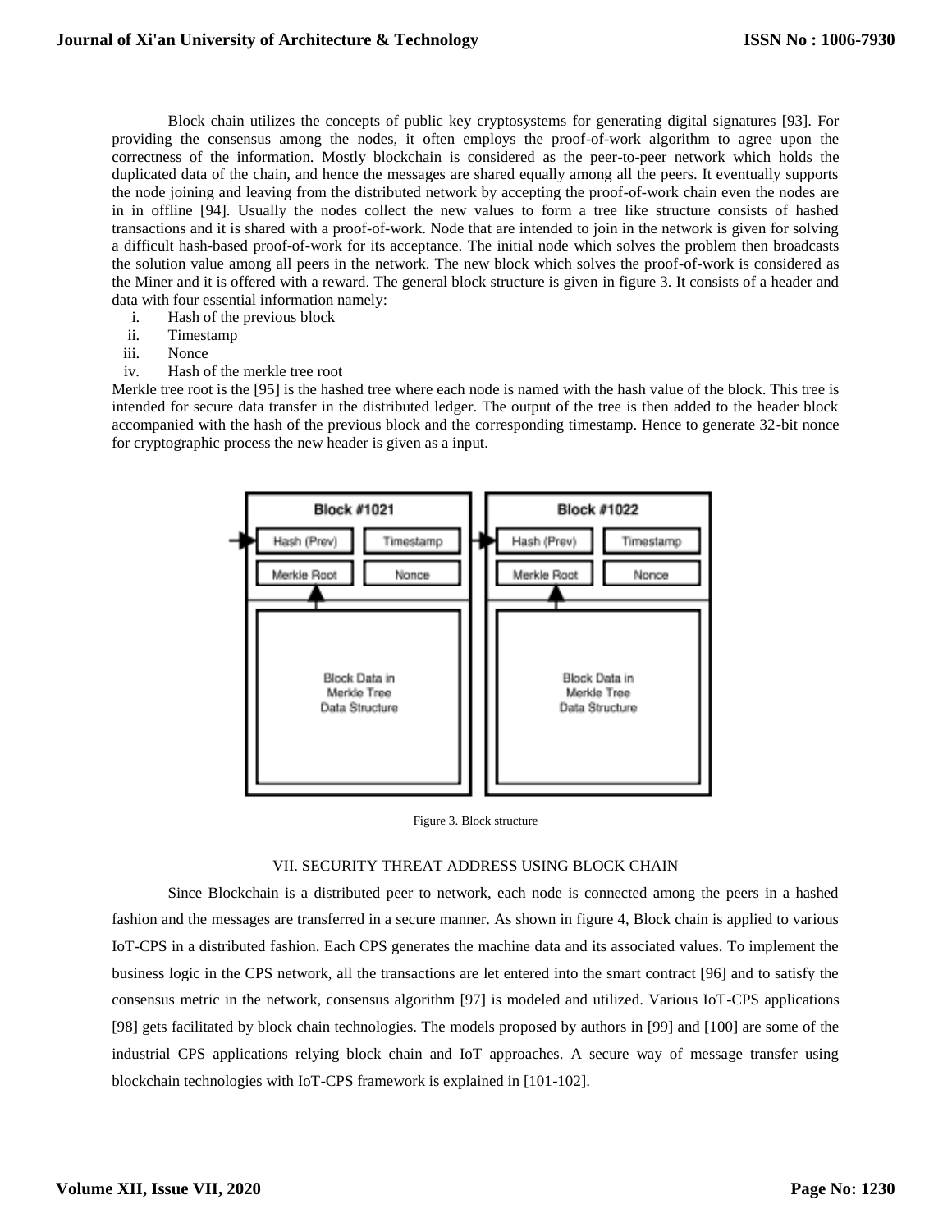Block chain utilizes the concepts of public key cryptosystems for generating digital signatures [93]. For providing the consensus among the nodes, it often employs the proof-of-work algorithm to agree upon the correctness of the information. Mostly blockchain is considered as the peer-to-peer network which holds the duplicated data of the chain, and hence the messages are shared equally among all the peers. It eventually supports the node joining and leaving from the distributed network by accepting the proof-of-work chain even the nodes are in in offline [94]. Usually the nodes collect the new values to form a tree like structure consists of hashed transactions and it is shared with a proof-of-work. Node that are intended to join in the network is given for solving a difficult hash-based proof-of-work for its acceptance. The initial node which solves the problem then broadcasts the solution value among all peers in the network. The new block which solves the proof-of-work is considered as the Miner and it is offered with a reward. The general block structure is given in figure 3. It consists of a header and data with four essential information namely:

i. Hash of the previous block
ii. Timestamp
iii. Nonce
iv. Hash of the merkle tree root

Merkle tree root is the [95] is the hashed tree where each node is named with the hash value of the block. This tree is intended for secure data transfer in the distributed ledger. The output of the tree is then added to the header block accompanied with the hash of the previous block and the corresponding timestamp. Hence to generate 32-bit nonce for cryptographic process the new header is given as a input.

Figure 3. Block structure

## VII. SECURITY THREAT ADDRESS USING BLOCK CHAIN

Since Blockchain is a distributed peer to network, each node is connected among the peers in a hashed fashion and the messages are transferred in a secure manner. As shown in figure 4, Block chain is applied to various IoT-CPS in a distributed fashion. Each CPS generates the machine data and its associated values. To implement the business logic in the CPS network, all the transactions are let entered into the smart contract [96] and to satisfy the consensus metric in the network, consensus algorithm [97] is modeled and utilized. Various IoT-CPS applications [98] gets facilitated by block chain technologies. The models proposed by authors in [99] and [100] are some of the industrial CPS applications relying block chain and IoT approaches. A secure way of message transfer using blockchain technologies with IoT-CPS framework is explained in [101-102].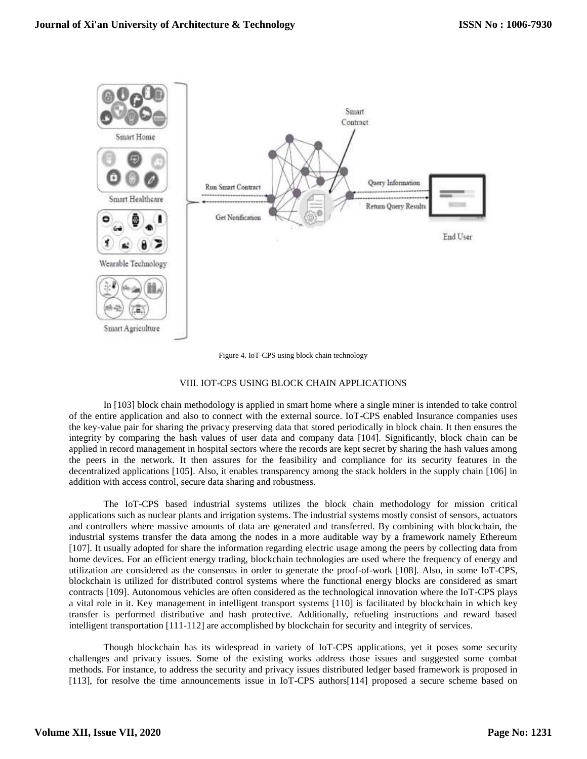Figure 4. IoT-CPS using block chain technology

## VIII. IOT-CPS USING BLOCK CHAIN APPLICATIONS

In [103] block chain methodology is applied in smart home where a single miner is intended to take control of the entire application and also to connect with the external source. IoT-CPS enabled Insurance companies uses the key-value pair for sharing the privacy preserving data that stored periodically in block chain. It then ensures the integrity by comparing the hash values of user data and company data [104]. Significantly, block chain can be applied in record management in hospital sectors where the records are kept secret by sharing the hash values among the peers in the network. It then assures for the feasibility and compliance for its security features in the decentralized applications [105]. Also, it enables transparency among the stack holders in the supply chain [106] in addition with access control, secure data sharing and robustness.

The IoT-CPS based industrial systems utilizes the block chain methodology for mission critical applications such as nuclear plants and irrigation systems. The industrial systems mostly consist of sensors, actuators and controllers where massive amounts of data are generated and transferred. By combining with blockchain, the industrial systems transfer the data among the nodes in a more auditable way by a framework namely Ethereum [107]. It usually adopted for share the information regarding electric usage among the peers by collecting data from home devices. For an efficient energy trading, blockchain technologies are used where the frequency of energy and utilization are considered as the consensus in order to generate the proof-of-work [108]. Also, in some IoT-CPS, blockchain is utilized for distributed control systems where the functional energy blocks are considered as smart contracts [109]. Autonomous vehicles are often considered as the technological innovation where the IoT-CPS plays a vital role in it. Key management in intelligent transport systems [110] is facilitated by blockchain in which key transfer is performed distributive and hash protective. Additionally, refueling instructions and reward based intelligent transportation [111-112] are accomplished by blockchain for security and integrity of services.

Though blockchain has its widespread in variety of IoT-CPS applications, yet it poses some security challenges and privacy issues. Some of the existing works address those issues and suggested some combat methods. For instance, to address the security and privacy issues distributed ledger based framework is proposed in [113], for resolve the time announcements issue in IoT-CPS authors[114] proposed a secure scheme based on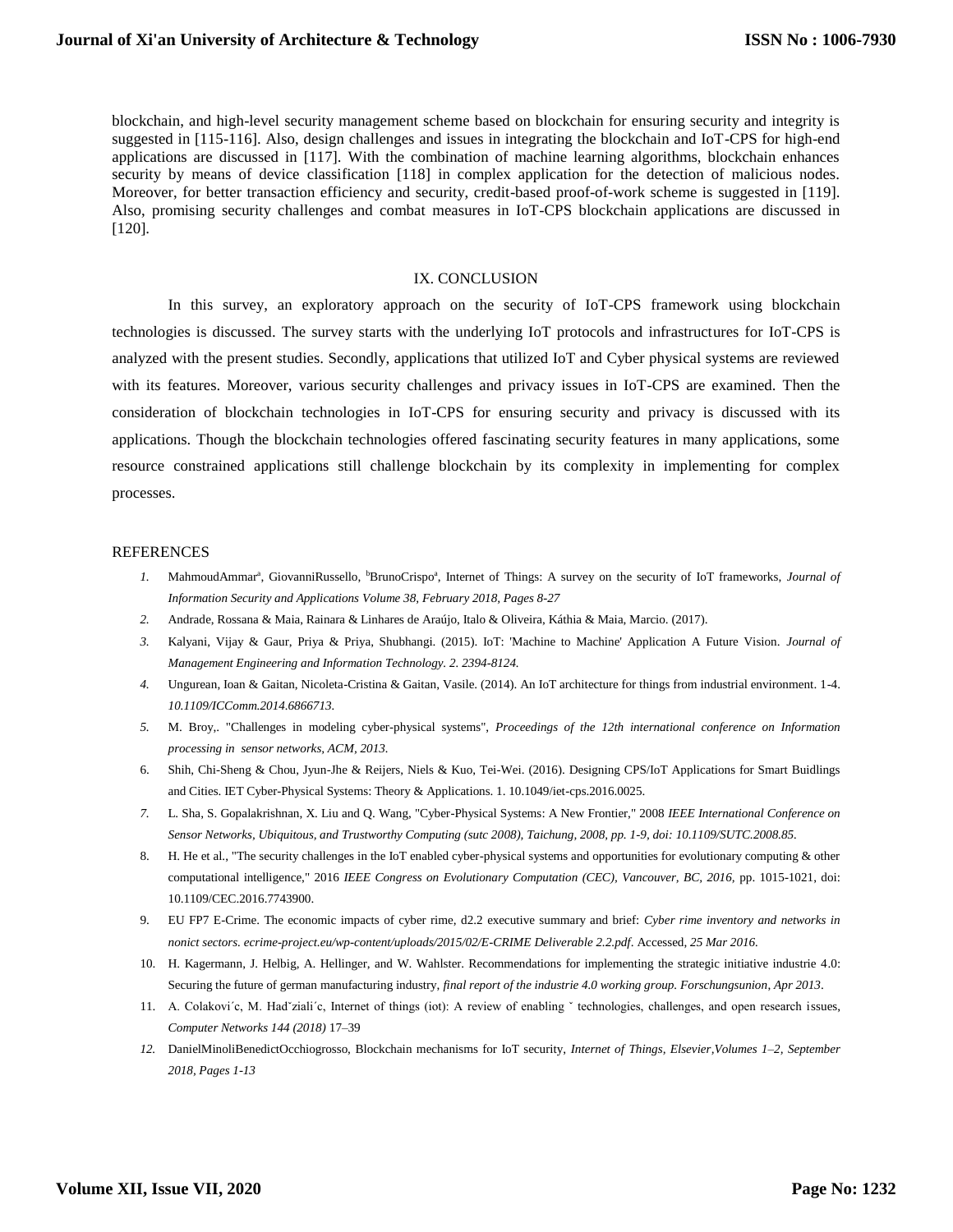blockchain, and high-level security management scheme based on blockchain for ensuring security and integrity is suggested in [115-116]. Also, design challenges and issues in integrating the blockchain and IoT-CPS for high-end applications are discussed in [117]. With the combination of machine learning algorithms, blockchain enhances security by means of device classification [118] in complex application for the detection of malicious nodes. Moreover, for better transaction efficiency and security, credit-based proof-of-work scheme is suggested in [119]. Also, promising security challenges and combat measures in IoT-CPS blockchain applications are discussed in [120].

## IX. CONCLUSION

In this survey, an exploratory approach on the security of IoT-CPS framework using blockchain technologies is discussed. The survey starts with the underlying IoT protocols and infrastructures for IoT-CPS is analyzed with the present studies. Secondly, applications that utilized IoT and Cyber physical systems are reviewed with its features. Moreover, various security challenges and privacy issues in IoT-CPS are examined. Then the consideration of blockchain technologies in IoT-CPS for ensuring security and privacy is discussed with its applications. Though the blockchain technologies offered fascinating security features in many applications, some resource constrained applications still challenge blockchain by its complexity in implementing for complex processes.

## REFERENCES

1. MahmoudAmmar[a], GiovanniRussello, [b]BrunoCrispo[a], Internet of Things: A survey on the security of IoT frameworks, *Journal of Information Security and Applications Volume 38, February 2018, Pages 8-27*
2. Andrade, Rossana & Maia, Rainara & Linhares de Araújo, Italo & Oliveira, Káthia & Maia, Marcio. (2017).
3. Kalyani, Vijay & Gaur, Priya & Priya, Shubhangi. (2015). IoT: 'Machine to Machine' Application A Future Vision. *Journal of Management Engineering and Information Technology. 2. 2394-8124.*
4. Ungurean, Ioan & Gaitan, Nicoleta-Cristina & Gaitan, Vasile. (2014). An IoT architecture for things from industrial environment. 1-4. *10.1109/ICComm.2014.6866713.*
5. M. Broy,. "Challenges in modeling cyber-physical systems", *Proceedings of the 12th international conference on Information processing in sensor networks, ACM, 2013.*
6. Shih, Chi-Sheng & Chou, Jyun-Jhe & Reijers, Niels & Kuo, Tei-Wei. (2016). Designing CPS/IoT Applications for Smart Buidlings and Cities. IET Cyber-Physical Systems: Theory & Applications. 1. 10.1049/iet-cps.2016.0025.
7. L. Sha, S. Gopalakrishnan, X. Liu and Q. Wang, "Cyber-Physical Systems: A New Frontier," 2008 *IEEE International Conference on Sensor Networks, Ubiquitous, and Trustworthy Computing (sutc 2008), Taichung, 2008, pp. 1-9, doi: 10.1109/SUTC.2008.85.*
8. H. He et al., "The security challenges in the IoT enabled cyber-physical systems and opportunities for evolutionary computing & other computational intelligence," 2016 *IEEE Congress on Evolutionary Computation (CEC), Vancouver, BC, 2016,* pp. 1015-1021, doi: 10.1109/CEC.2016.7743900.
9. EU FP7 E-Crime. The economic impacts of cyber rime, d2.2 executive summary and brief: *Cyber rime inventory and networks in nonict sectors. ecrime-project.eu/wp-content/uploads/2015/02/E-CRIME Deliverable 2.2.pdf*. Accessed, *25 Mar 2016.*
10. H. Kagermann, J. Helbig, A. Hellinger, and W. Wahlster. Recommendations for implementing the strategic initiative industrie 4.0: Securing the future of german manufacturing industry, *final report of the industrie 4.0 working group. Forschungsunion, Apr 2013*.
11. A. Colakovi´c, M. Hadˇziali´c, Internet of things (iot): A review of enabling ˇ technologies, challenges, and open research issues, *Computer Networks 144 (2018)* 17–39
12. DanielMinoliBenedictOcchiogrosso, Blockchain mechanisms for IoT security, *Internet of Things, Elsevier,Volumes 1–2, September 2018, Pages 1-13*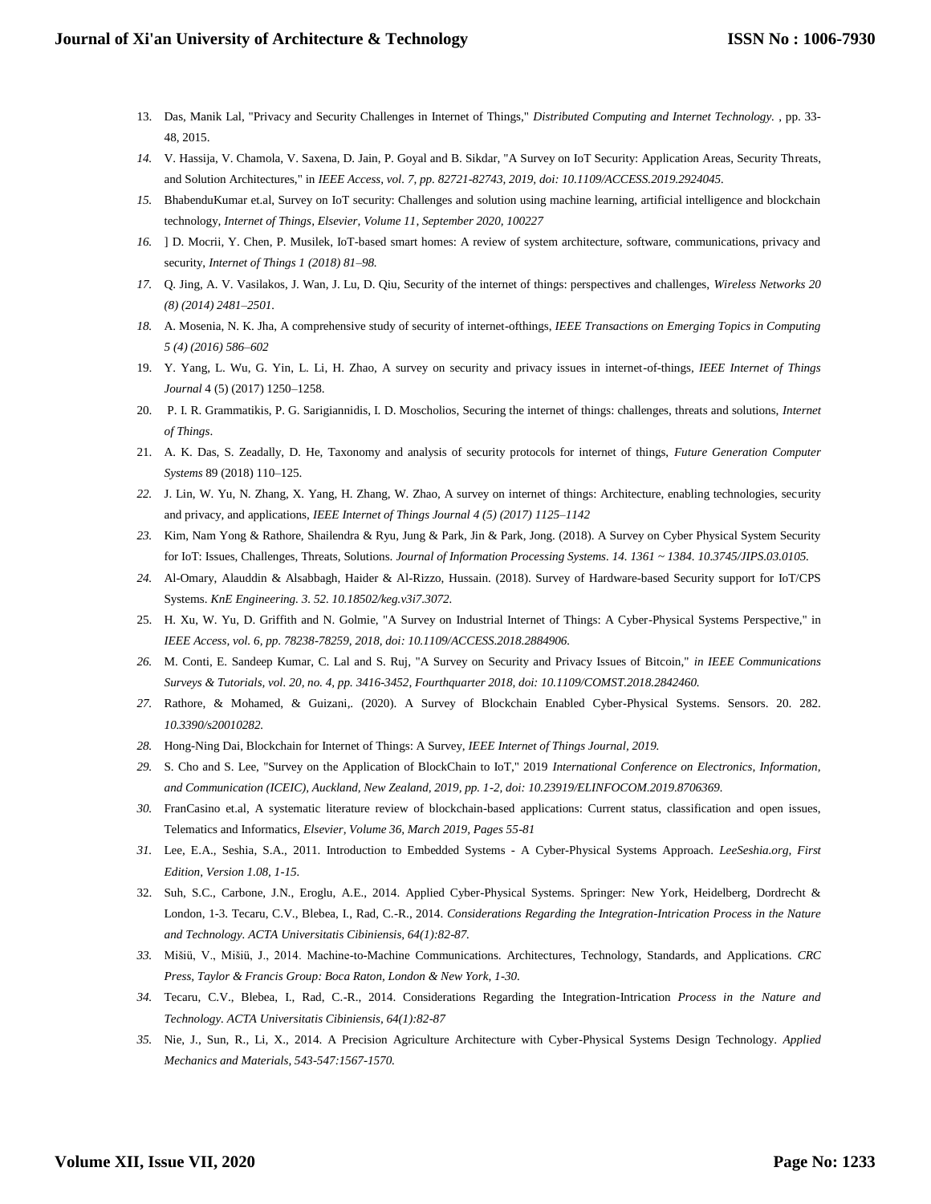13. Das, Manik Lal, "Privacy and Security Challenges in Internet of Things," *Distributed Computing and Internet Technology.* , pp. 33-48, 2015.
14. V. Hassija, V. Chamola, V. Saxena, D. Jain, P. Goyal and B. Sikdar, "A Survey on IoT Security: Application Areas, Security Threats, and Solution Architectures," in *IEEE Access, vol. 7, pp. 82721-82743, 2019, doi: 10.1109/ACCESS.2019.2924045.*
15. BhabenduKumar et.al, Survey on IoT security: Challenges and solution using machine learning, artificial intelligence and blockchain technology, *Internet of Things, Elsevier, Volume 11, September 2020, 100227*
16. ] D. Mocrii, Y. Chen, P. Musilek, IoT-based smart homes: A review of system architecture, software, communications, privacy and security, *Internet of Things 1 (2018) 81–98.*
17. Q. Jing, A. V. Vasilakos, J. Wan, J. Lu, D. Qiu, Security of the internet of things: perspectives and challenges, *Wireless Networks 20 (8) (2014) 2481–2501.*
18. A. Mosenia, N. K. Jha, A comprehensive study of security of internet-ofthings, *IEEE Transactions on Emerging Topics in Computing 5 (4) (2016) 586–602*
19. Y. Yang, L. Wu, G. Yin, L. Li, H. Zhao, A survey on security and privacy issues in internet-of-things, *IEEE Internet of Things Journal* 4 (5) (2017) 1250–1258.
20. P. I. R. Grammatikis, P. G. Sarigiannidis, I. D. Moscholios, Securing the internet of things: challenges, threats and solutions, *Internet of Things*.
21. A. K. Das, S. Zeadally, D. He, Taxonomy and analysis of security protocols for internet of things, *Future Generation Computer Systems* 89 (2018) 110–125.
22. J. Lin, W. Yu, N. Zhang, X. Yang, H. Zhang, W. Zhao, A survey on internet of things: Architecture, enabling technologies, security and privacy, and applications, *IEEE Internet of Things Journal 4 (5) (2017) 1125–1142*
23. Kim, Nam Yong & Rathore, Shailendra & Ryu, Jung & Park, Jin & Park, Jong. (2018). A Survey on Cyber Physical System Security for IoT: Issues, Challenges, Threats, Solutions. *Journal of Information Processing Systems. 14. 1361 ~ 1384. 10.3745/JIPS.03.0105.*
24. Al-Omary, Alauddin & Alsabbagh, Haider & Al-Rizzo, Hussain. (2018). Survey of Hardware-based Security support for IoT/CPS Systems. *KnE Engineering. 3. 52. 10.18502/keg.v3i7.3072.*
25. H. Xu, W. Yu, D. Griffith and N. Golmie, "A Survey on Industrial Internet of Things: A Cyber-Physical Systems Perspective," in *IEEE Access, vol. 6, pp. 78238-78259, 2018, doi: 10.1109/ACCESS.2018.2884906.*
26. M. Conti, E. Sandeep Kumar, C. Lal and S. Ruj, "A Survey on Security and Privacy Issues of Bitcoin," *in IEEE Communications Surveys & Tutorials, vol. 20, no. 4, pp. 3416-3452, Fourthquarter 2018, doi: 10.1109/COMST.2018.2842460.*
27. Rathore, & Mohamed, & Guizani,. (2020). A Survey of Blockchain Enabled Cyber-Physical Systems. Sensors. 20. 282. *10.3390/s20010282.*
28. Hong-Ning Dai, Blockchain for Internet of Things: A Survey, *IEEE Internet of Things Journal, 2019.*
29. S. Cho and S. Lee, "Survey on the Application of BlockChain to IoT," 2019 *International Conference on Electronics, Information, and Communication (ICEIC), Auckland, New Zealand, 2019, pp. 1-2, doi: 10.23919/ELINFOCOM.2019.8706369.*
30. FranCasino et.al, A systematic literature review of blockchain-based applications: Current status, classification and open issues, Telematics and Informatics, *Elsevier, Volume 36, March 2019, Pages 55-81*
31. Lee, E.A., Seshia, S.A., 2011. Introduction to Embedded Systems - A Cyber-Physical Systems Approach. *LeeSeshia.org, First Edition, Version 1.08, 1-15.*
32. Suh, S.C., Carbone, J.N., Eroglu, A.E., 2014. Applied Cyber-Physical Systems. Springer: New York, Heidelberg, Dordrecht & London, 1-3. Tecaru, C.V., Blebea, I., Rad, C.-R., 2014. *Considerations Regarding the Integration-Intrication Process in the Nature and Technology. ACTA Universitatis Cibiniensis, 64(1):82-87.*
33. Mišiü, V., Mišiü, J., 2014. Machine-to-Machine Communications. Architectures, Technology, Standards, and Applications. *CRC Press, Taylor & Francis Group: Boca Raton, London & New York, 1-30.*
34. Tecaru, C.V., Blebea, I., Rad, C.-R., 2014. Considerations Regarding the Integration-Intrication *Process in the Nature and Technology. ACTA Universitatis Cibiniensis, 64(1):82-87*
35. Nie, J., Sun, R., Li, X., 2014. A Precision Agriculture Architecture with Cyber-Physical Systems Design Technology. *Applied Mechanics and Materials, 543-547:1567-1570.*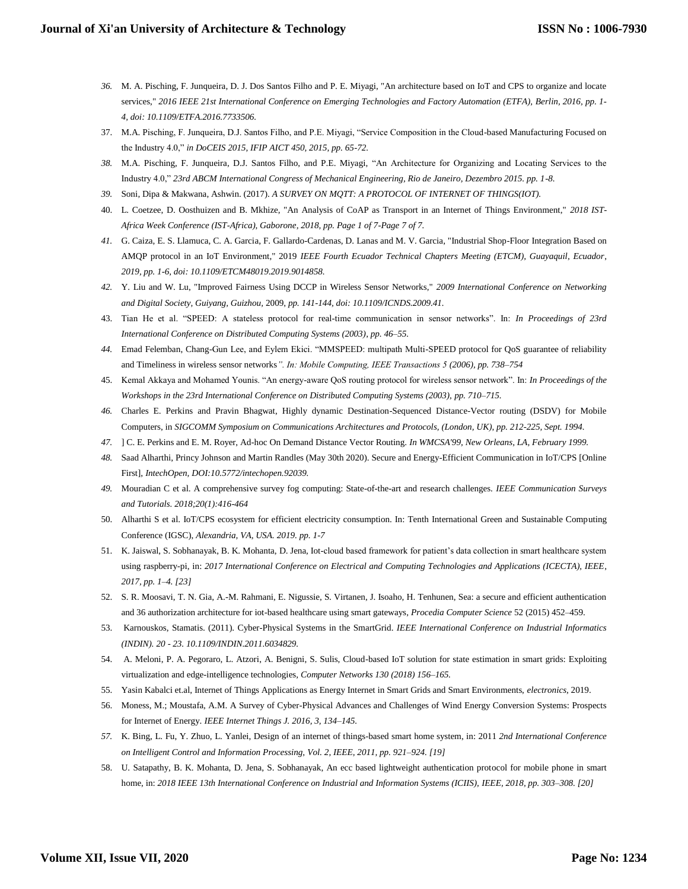36. M. A. Pisching, F. Junqueira, D. J. Dos Santos Filho and P. E. Miyagi, "An architecture based on IoT and CPS to organize and locate services," *2016 IEEE 21st International Conference on Emerging Technologies and Factory Automation (ETFA), Berlin, 2016, pp. 1-4, doi: 10.1109/ETFA.2016.7733506.*
37. M.A. Pisching, F. Junqueira, D.J. Santos Filho, and P.E. Miyagi, "Service Composition in the Cloud-based Manufacturing Focused on the Industry 4.0," *in DoCEIS 2015, IFIP AICT 450, 2015, pp. 65-72.*
38. M.A. Pisching, F. Junqueira, D.J. Santos Filho, and P.E. Miyagi, "An Architecture for Organizing and Locating Services to the Industry 4.0," *23rd ABCM International Congress of Mechanical Engineering, Rio de Janeiro, Dezembro 2015. pp. 1-8.*
39. Soni, Dipa & Makwana, Ashwin. (2017). *A SURVEY ON MQTT: A PROTOCOL OF INTERNET OF THINGS(IOT).*
40. L. Coetzee, D. Oosthuizen and B. Mkhize, "An Analysis of CoAP as Transport in an Internet of Things Environment," *2018 IST-Africa Week Conference (IST-Africa), Gaborone, 2018, pp. Page 1 of 7-Page 7 of 7.*
41. G. Caiza, E. S. Llamuca, C. A. Garcia, F. Gallardo-Cardenas, D. Lanas and M. V. Garcia, "Industrial Shop-Floor Integration Based on AMQP protocol in an IoT Environment," 2019 *IEEE Fourth Ecuador Technical Chapters Meeting (ETCM), Guayaquil, Ecuador, 2019, pp. 1-6, doi: 10.1109/ETCM48019.2019.9014858.*
42. Y. Liu and W. Lu, "Improved Fairness Using DCCP in Wireless Sensor Networks," *2009 International Conference on Networking and Digital Society, Guiyang, Guizhou,* 2009, *pp. 141-144, doi: 10.1109/ICNDS.2009.41.*
43. Tian He et al. "SPEED: A stateless protocol for real-time communication in sensor networks". In: *In Proceedings of 23rd International Conference on Distributed Computing Systems (2003), pp. 46–55.*
44. Emad Felemban, Chang-Gun Lee, and Eylem Ekici. "MMSPEED: multipath Multi-SPEED protocol for QoS guarantee of reliability and Timeliness in wireless sensor networks*". In: Mobile Computing, IEEE Transactions 5 (2006), pp. 738–754*
45. Kemal Akkaya and Mohamed Younis. "An energy-aware QoS routing protocol for wireless sensor network". In: *In Proceedings of the Workshops in the 23rd International Conference on Distributed Computing Systems (2003), pp. 710–715.*
46. Charles E. Perkins and Pravin Bhagwat, Highly dynamic Destination-Sequenced Distance-Vector routing (DSDV) for Mobile Computers, in *SIGCOMM Symposium on Communications Architectures and Protocols, (London, UK), pp. 212-225, Sept. 1994.*
47. ] C. E. Perkins and E. M. Royer, Ad-hoc On Demand Distance Vector Routing. *In WMCSA'99, New Orleans, LA, February 1999.*
48. Saad Alharthi, Princy Johnson and Martin Randles (May 30th 2020). Secure and Energy-Efficient Communication in IoT/CPS [Online First], *IntechOpen, DOI:10.5772/intechopen.92039.*
49. Mouradian C et al. A comprehensive survey fog computing: State-of-the-art and research challenges. *IEEE Communication Surveys and Tutorials. 2018;20(1):416-464*
50. Alharthi S et al. IoT/CPS ecosystem for efficient electricity consumption. In: Tenth International Green and Sustainable Computing Conference (IGSC), *Alexandria, VA, USA. 2019. pp. 1-7*
51. K. Jaiswal, S. Sobhanayak, B. K. Mohanta, D. Jena, Iot-cloud based framework for patient's data collection in smart healthcare system using raspberry-pi, in: *2017 International Conference on Electrical and Computing Technologies and Applications (ICECTA), IEEE, 2017, pp. 1–4. [23]*
52. S. R. Moosavi, T. N. Gia, A.-M. Rahmani, E. Nigussie, S. Virtanen, J. Isoaho, H. Tenhunen, Sea: a secure and efficient authentication and 36 authorization architecture for iot-based healthcare using smart gateways, *Procedia Computer Science* 52 (2015) 452–459.
53. Karnouskos, Stamatis. (2011). Cyber-Physical Systems in the SmartGrid. *IEEE International Conference on Industrial Informatics (INDIN). 20 - 23. 10.1109/INDIN.2011.6034829.*
54. A. Meloni, P. A. Pegoraro, L. Atzori, A. Benigni, S. Sulis, Cloud-based IoT solution for state estimation in smart grids: Exploiting virtualization and edge-intelligence technologies, *Computer Networks 130 (2018) 156–165.*
55. Yasin Kabalci et.al, Internet of Things Applications as Energy Internet in Smart Grids and Smart Environments, *electronics*, 2019.
56. Moness, M.; Moustafa, A.M. A Survey of Cyber-Physical Advances and Challenges of Wind Energy Conversion Systems: Prospects for Internet of Energy. *IEEE Internet Things J. 2016, 3, 134–145.*
57. K. Bing, L. Fu, Y. Zhuo, L. Yanlei, Design of an internet of things-based smart home system, in: 2011 *2nd International Conference on Intelligent Control and Information Processing, Vol. 2, IEEE, 2011, pp. 921–924. [19]*
58. U. Satapathy, B. K. Mohanta, D. Jena, S. Sobhanayak, An ecc based lightweight authentication protocol for mobile phone in smart home, in: *2018 IEEE 13th International Conference on Industrial and Information Systems (ICIIS), IEEE, 2018, pp. 303–308. [20]*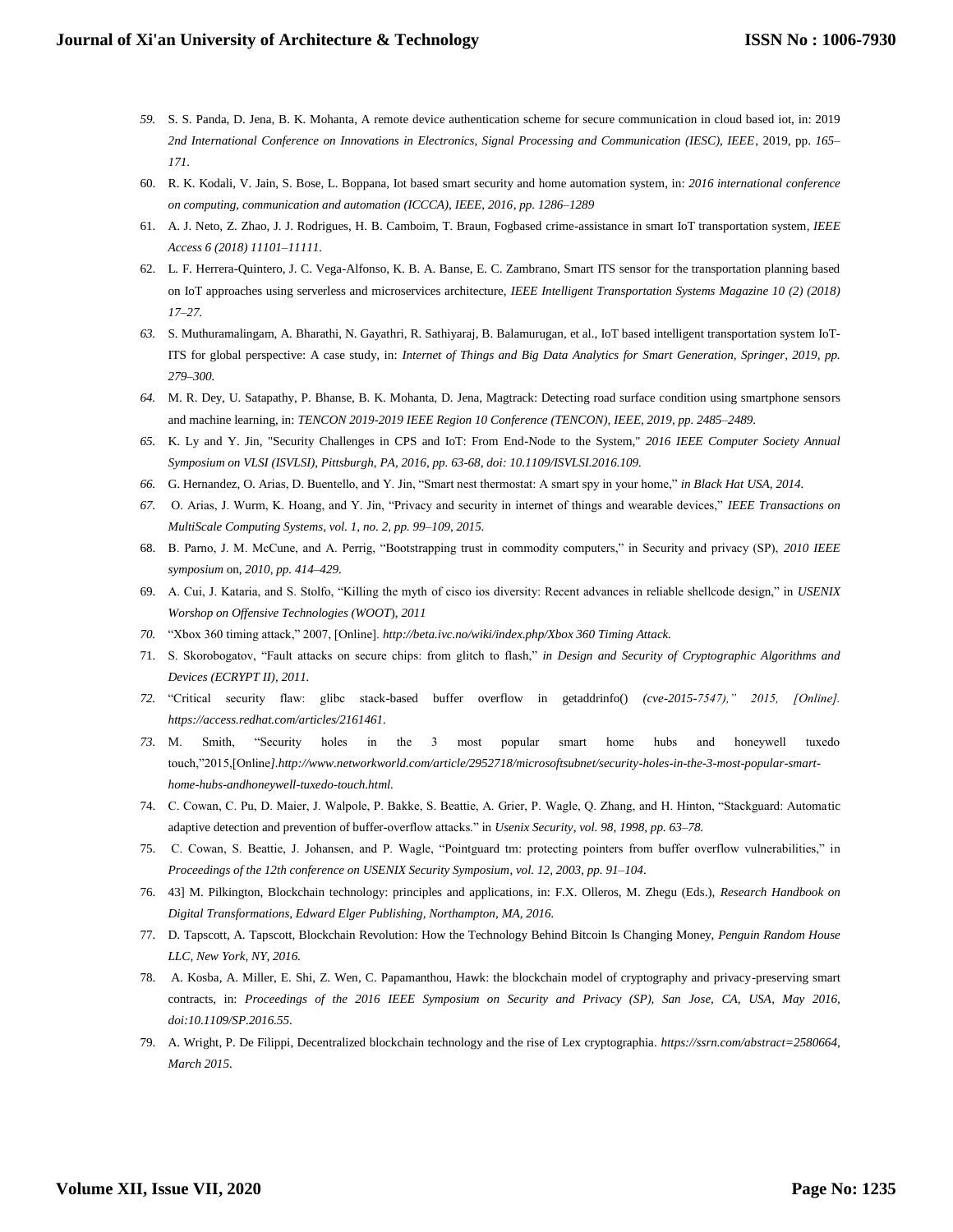59. S. S. Panda, D. Jena, B. K. Mohanta, A remote device authentication scheme for secure communication in cloud based iot, in: 2019 *2nd International Conference on Innovations in Electronics, Signal Processing and Communication (IESC), IEEE*, 2019, pp. *165–171.*
60. R. K. Kodali, V. Jain, S. Bose, L. Boppana, Iot based smart security and home automation system, in: *2016 international conference on computing, communication and automation (ICCCA), IEEE, 2016, pp. 1286–1289*
61. A. J. Neto, Z. Zhao, J. J. Rodrigues, H. B. Camboim, T. Braun, Fogbased crime-assistance in smart IoT transportation system, *IEEE Access 6 (2018) 11101–11111.*
62. L. F. Herrera-Quintero, J. C. Vega-Alfonso, K. B. A. Banse, E. C. Zambrano, Smart ITS sensor for the transportation planning based on IoT approaches using serverless and microservices architecture, *IEEE Intelligent Transportation Systems Magazine 10 (2) (2018) 17–27.*
63. S. Muthuramalingam, A. Bharathi, N. Gayathri, R. Sathiyaraj, B. Balamurugan, et al., IoT based intelligent transportation system IoT-ITS for global perspective: A case study, in: *Internet of Things and Big Data Analytics for Smart Generation, Springer, 2019, pp. 279–300.*
64. M. R. Dey, U. Satapathy, P. Bhanse, B. K. Mohanta, D. Jena, Magtrack: Detecting road surface condition using smartphone sensors and machine learning, in: *TENCON 2019-2019 IEEE Region 10 Conference (TENCON), IEEE, 2019, pp. 2485–2489.*
65. K. Ly and Y. Jin, "Security Challenges in CPS and IoT: From End-Node to the System," *2016 IEEE Computer Society Annual Symposium on VLSI (ISVLSI), Pittsburgh, PA, 2016, pp. 63-68, doi: 10.1109/ISVLSI.2016.109.*
66. G. Hernandez, O. Arias, D. Buentello, and Y. Jin, "Smart nest thermostat: A smart spy in your home," *in Black Hat USA, 2014.*
67. O. Arias, J. Wurm, K. Hoang, and Y. Jin, "Privacy and security in internet of things and wearable devices," *IEEE Transactions on MultiScale Computing Systems, vol. 1, no. 2, pp. 99–109, 2015.*
68. B. Parno, J. M. McCune, and A. Perrig, "Bootstrapping trust in commodity computers," in Security and privacy (SP), *2010 IEEE symposium* on, *2010, pp. 414–429.*
69. A. Cui, J. Kataria, and S. Stolfo, "Killing the myth of cisco ios diversity: Recent advances in reliable shellcode design," in *USENIX Worshop on Offensive Technologies (WOOT*), *2011*
70. "Xbox 360 timing attack," 2007, [Online]. *http://beta.ivc.no/wiki/index.php/Xbox 360 Timing Attack.*
71. S. Skorobogatov, "Fault attacks on secure chips: from glitch to flash," *in Design and Security of Cryptographic Algorithms and Devices (ECRYPT II), 2011.*
72. "Critical security flaw: glibc stack-based buffer overflow in getaddrinfo() *(cve-2015-7547)," 2015, [Online]. https://access.redhat.com/articles/2161461.*
73. M. Smith, "Security holes in the 3 most popular smart home hubs and honeywell tuxedo touch,"2015,[Online*].http://www.networkworld.com/article/2952718/microsoftsubnet/security-holes-in-the-3-most-popular-smart-home-hubs-andhoneywell-tuxedo-touch.html.*
74. C. Cowan, C. Pu, D. Maier, J. Walpole, P. Bakke, S. Beattie, A. Grier, P. Wagle, Q. Zhang, and H. Hinton, "Stackguard: Automatic adaptive detection and prevention of buffer-overflow attacks." in *Usenix Security, vol. 98, 1998, pp. 63–78.*
75. C. Cowan, S. Beattie, J. Johansen, and P. Wagle, "Pointguard tm: protecting pointers from buffer overflow vulnerabilities," in *Proceedings of the 12th conference on USENIX Security Symposium, vol. 12, 2003, pp. 91–104.*
76. 43] M. Pilkington, Blockchain technology: principles and applications, in: F.X. Olleros, M. Zhegu (Eds.), *Research Handbook on Digital Transformations, Edward Elger Publishing, Northampton, MA, 2016.*
77. D. Tapscott, A. Tapscott, Blockchain Revolution: How the Technology Behind Bitcoin Is Changing Money, *Penguin Random House LLC, New York, NY, 2016.*
78. A. Kosba, A. Miller, E. Shi, Z. Wen, C. Papamanthou, Hawk: the blockchain model of cryptography and privacy-preserving smart contracts, in: *Proceedings of the 2016 IEEE Symposium on Security and Privacy (SP), San Jose, CA, USA, May 2016, doi:10.1109/SP.2016.55.*
79. A. Wright, P. De Filippi, Decentralized blockchain technology and the rise of Lex cryptographia. *https://ssrn.com/abstract=2580664, March 2015.*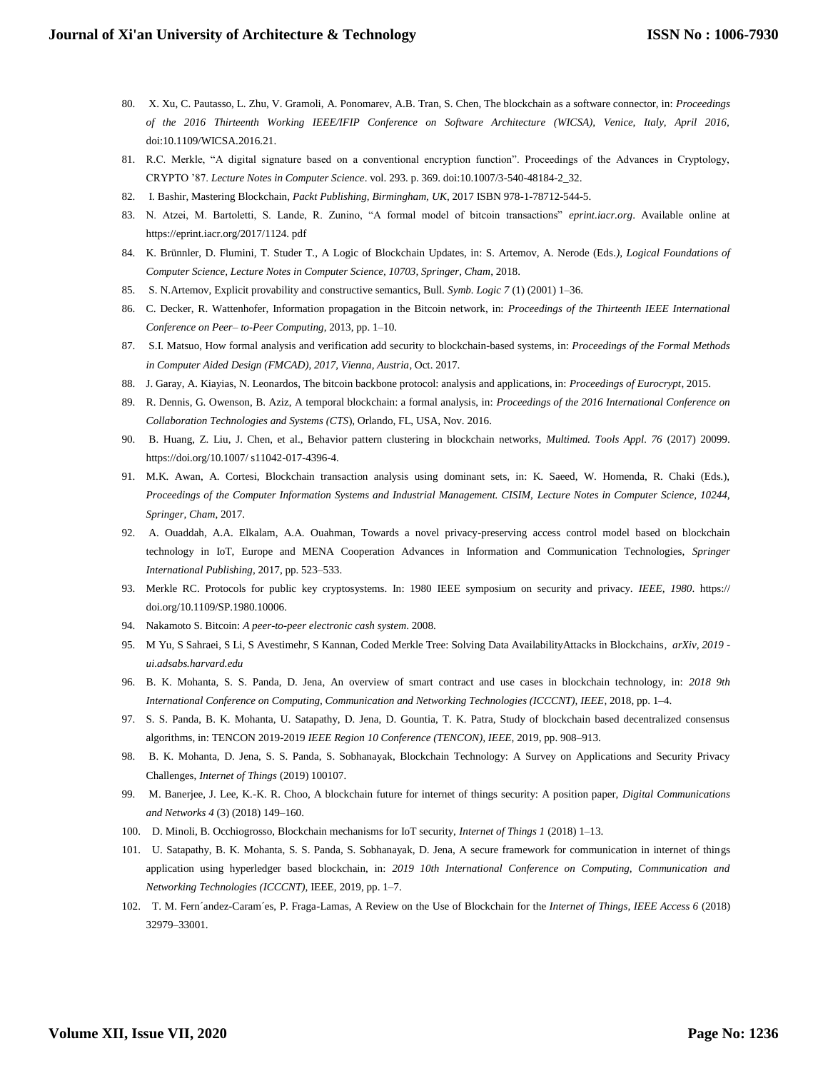80. X. Xu, C. Pautasso, L. Zhu, V. Gramoli, A. Ponomarev, A.B. Tran, S. Chen, The blockchain as a software connector, in: *Proceedings of the 2016 Thirteenth Working IEEE/IFIP Conference on Software Architecture (WICSA), Venice, Italy, April 2016*, doi:10.1109/WICSA.2016.21.
81. R.C. Merkle, "A digital signature based on a conventional encryption function". Proceedings of the Advances in Cryptology, CRYPTO '87. *Lecture Notes in Computer Science*. vol. 293. p. 369. doi:10.1007/3-540-48184-2_32.
82. I. Bashir, Mastering Blockchain, *Packt Publishing, Birmingham, UK*, 2017 ISBN 978-1-78712-544-5.
83. N. Atzei, M. Bartoletti, S. Lande, R. Zunino, "A formal model of bitcoin transactions" *eprint.iacr.org*. Available online at https://eprint.iacr.org/2017/1124. pdf
84. K. Brünnler, D. Flumini, T. Studer T., A Logic of Blockchain Updates, in: S. Artemov, A. Nerode (Eds.*), Logical Foundations of Computer Science, Lecture Notes in Computer Science, 10703, Springer, Cham*, 2018.
85. S. N.Artemov, Explicit provability and constructive semantics, Bull. *Symb. Logic 7* (1) (2001) 1–36.
86. C. Decker, R. Wattenhofer, Information propagation in the Bitcoin network, in: *Proceedings of the Thirteenth IEEE International Conference on Peer– to-Peer Computing*, 2013, pp. 1–10.
87. S.I. Matsuo, How formal analysis and verification add security to blockchain-based systems, in: *Proceedings of the Formal Methods in Computer Aided Design (FMCAD), 2017, Vienna, Austria*, Oct. 2017.
88. J. Garay, A. Kiayias, N. Leonardos, The bitcoin backbone protocol: analysis and applications, in: *Proceedings of Eurocrypt*, 2015.
89. R. Dennis, G. Owenson, B. Aziz, A temporal blockchain: a formal analysis, in: *Proceedings of the 2016 International Conference on Collaboration Technologies and Systems (CTS*), Orlando, FL, USA, Nov. 2016.
90. B. Huang, Z. Liu, J. Chen, et al., Behavior pattern clustering in blockchain networks, *Multimed. Tools Appl. 76* (2017) 20099. https://doi.org/10.1007/ s11042-017-4396-4.
91. M.K. Awan, A. Cortesi, Blockchain transaction analysis using dominant sets, in: K. Saeed, W. Homenda, R. Chaki (Eds.), *Proceedings of the Computer Information Systems and Industrial Management. CISIM, Lecture Notes in Computer Science, 10244, Springer, Cham*, 2017.
92. A. Ouaddah, A.A. Elkalam, A.A. Ouahman, Towards a novel privacy-preserving access control model based on blockchain technology in IoT, Europe and MENA Cooperation Advances in Information and Communication Technologies, *Springer International Publishing*, 2017, pp. 523–533.
93. Merkle RC. Protocols for public key cryptosystems. In: 1980 IEEE symposium on security and privacy. *IEEE, 1980*. https:// doi.org/10.1109/SP.1980.10006.
94. Nakamoto S. Bitcoin: *A peer-to-peer electronic cash system*. 2008.
95. M Yu, S Sahraei, S Li, S Avestimehr, S Kannan, Coded Merkle Tree: Solving Data AvailabilityAttacks in Blockchains, *arXiv, 2019 - ui.adsabs.harvard.edu*
96. B. K. Mohanta, S. S. Panda, D. Jena, An overview of smart contract and use cases in blockchain technology, in: *2018 9th International Conference on Computing, Communication and Networking Technologies (ICCCNT), IEEE*, 2018, pp. 1–4.
97. S. S. Panda, B. K. Mohanta, U. Satapathy, D. Jena, D. Gountia, T. K. Patra, Study of blockchain based decentralized consensus algorithms, in: TENCON 2019-2019 *IEEE Region 10 Conference (TENCON), IEEE*, 2019, pp. 908–913.
98. B. K. Mohanta, D. Jena, S. S. Panda, S. Sobhanayak, Blockchain Technology: A Survey on Applications and Security Privacy Challenges, *Internet of Things* (2019) 100107.
99. M. Banerjee, J. Lee, K.-K. R. Choo, A blockchain future for internet of things security: A position paper, *Digital Communications and Networks 4* (3) (2018) 149–160.
100. D. Minoli, B. Occhiogrosso, Blockchain mechanisms for IoT security, *Internet of Things 1* (2018) 1–13.
101. U. Satapathy, B. K. Mohanta, S. S. Panda, S. Sobhanayak, D. Jena, A secure framework for communication in internet of things application using hyperledger based blockchain, in: *2019 10th International Conference on Computing, Communication and Networking Technologies (ICCCNT)*, IEEE, 2019, pp. 1–7.
102. T. M. Fern´andez-Caram´es, P. Fraga-Lamas, A Review on the Use of Blockchain for the *Internet of Things, IEEE Access 6* (2018) 32979–33001.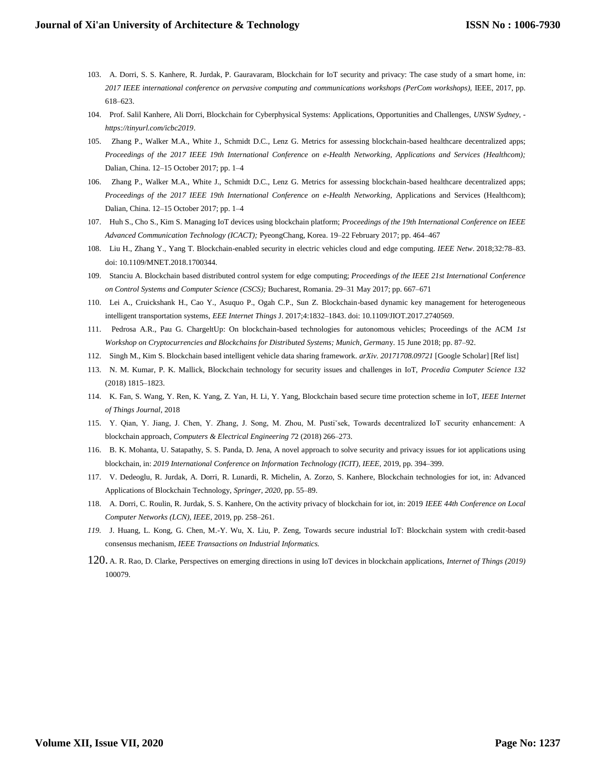103. A. Dorri, S. S. Kanhere, R. Jurdak, P. Gauravaram, Blockchain for IoT security and privacy: The case study of a smart home, in: *2017 IEEE international conference on pervasive computing and communications workshops (PerCom workshops)*, IEEE, 2017, pp. 618–623.

104. Prof. Salil Kanhere, Ali Dorri, Blockchain for Cyberphysical Systems: Applications, Opportunities and Challenges, *UNSW Sydney*, - *https://tinyurl.com/icbc2019*.

105. Zhang P., Walker M.A., White J., Schmidt D.C., Lenz G. Metrics for assessing blockchain-based healthcare decentralized apps; *Proceedings of the 2017 IEEE 19th International Conference on e-Health Networking, Applications and Services (Healthcom);* Dalian, China. 12–15 October 2017; pp. 1–4

106. Zhang P., Walker M.A., White J., Schmidt D.C., Lenz G. Metrics for assessing blockchain-based healthcare decentralized apps; *Proceedings of the 2017 IEEE 19th International Conference on e-Health Networking,* Applications and Services (Healthcom); Dalian, China. 12–15 October 2017; pp. 1–4

107. Huh S., Cho S., Kim S. Managing IoT devices using blockchain platform; *Proceedings of the 19th International Conference on IEEE Advanced Communication Technology (ICACT);* PyeongChang, Korea. 19–22 February 2017; pp. 464–467

108. Liu H., Zhang Y., Yang T. Blockchain-enabled security in electric vehicles cloud and edge computing. *IEEE Netw*. 2018;32:78–83. doi: 10.1109/MNET.2018.1700344.

109. Stanciu A. Blockchain based distributed control system for edge computing; *Proceedings of the IEEE 21st International Conference on Control Systems and Computer Science (CSCS);* Bucharest, Romania. 29–31 May 2017; pp. 667–671

110. Lei A., Cruickshank H., Cao Y., Asuquo P., Ogah C.P., Sun Z. Blockchain-based dynamic key management for heterogeneous intelligent transportation systems, *EEE Internet Things* J. 2017;4:1832–1843. doi: 10.1109/JIOT.2017.2740569.

111. Pedrosa A.R., Pau G. ChargeltUp: On blockchain-based technologies for autonomous vehicles; Proceedings of the ACM *1st Workshop on Cryptocurrencies and Blockchains for Distributed Systems; Munich, German*y. 15 June 2018; pp. 87–92.

112. Singh M., Kim S. Blockchain based intelligent vehicle data sharing framework. *arXiv. 20171708.09721* [Google Scholar] [Ref list]

113. N. M. Kumar, P. K. Mallick, Blockchain technology for security issues and challenges in IoT, *Procedia Computer Science 132* (2018) 1815–1823.

114. K. Fan, S. Wang, Y. Ren, K. Yang, Z. Yan, H. Li, Y. Yang, Blockchain based secure time protection scheme in IoT, *IEEE Internet of Things Journal*, 2018

115. Y. Qian, Y. Jiang, J. Chen, Y. Zhang, J. Song, M. Zhou, M. Pustiˇsek, Towards decentralized IoT security enhancement: A blockchain approach, *Computers & Electrical Engineering 7*2 (2018) 266–273.

116. B. K. Mohanta, U. Satapathy, S. S. Panda, D. Jena, A novel approach to solve security and privacy issues for iot applications using blockchain, in: *2019 International Conference on Information Technology (ICIT), IEEE*, 2019, pp. 394–399.

117. V. Dedeoglu, R. Jurdak, A. Dorri, R. Lunardi, R. Michelin, A. Zorzo, S. Kanhere, Blockchain technologies for iot, in: Advanced Applications of Blockchain Technology, *Springer, 2020*, pp. 55–89.

118. A. Dorri, C. Roulin, R. Jurdak, S. S. Kanhere, On the activity privacy of blockchain for iot, in: 2019 *IEEE 44th Conference on Local Computer Networks (LCN), IEEE*, 2019, pp. 258–261.

119. J. Huang, L. Kong, G. Chen, M.-Y. Wu, X. Liu, P. Zeng, Towards secure industrial IoT: Blockchain system with credit-based consensus mechanism, *IEEE Transactions on Industrial Informatics.*

120. A. R. Rao, D. Clarke, Perspectives on emerging directions in using IoT devices in blockchain applications, *Internet of Things (2019)* 100079.